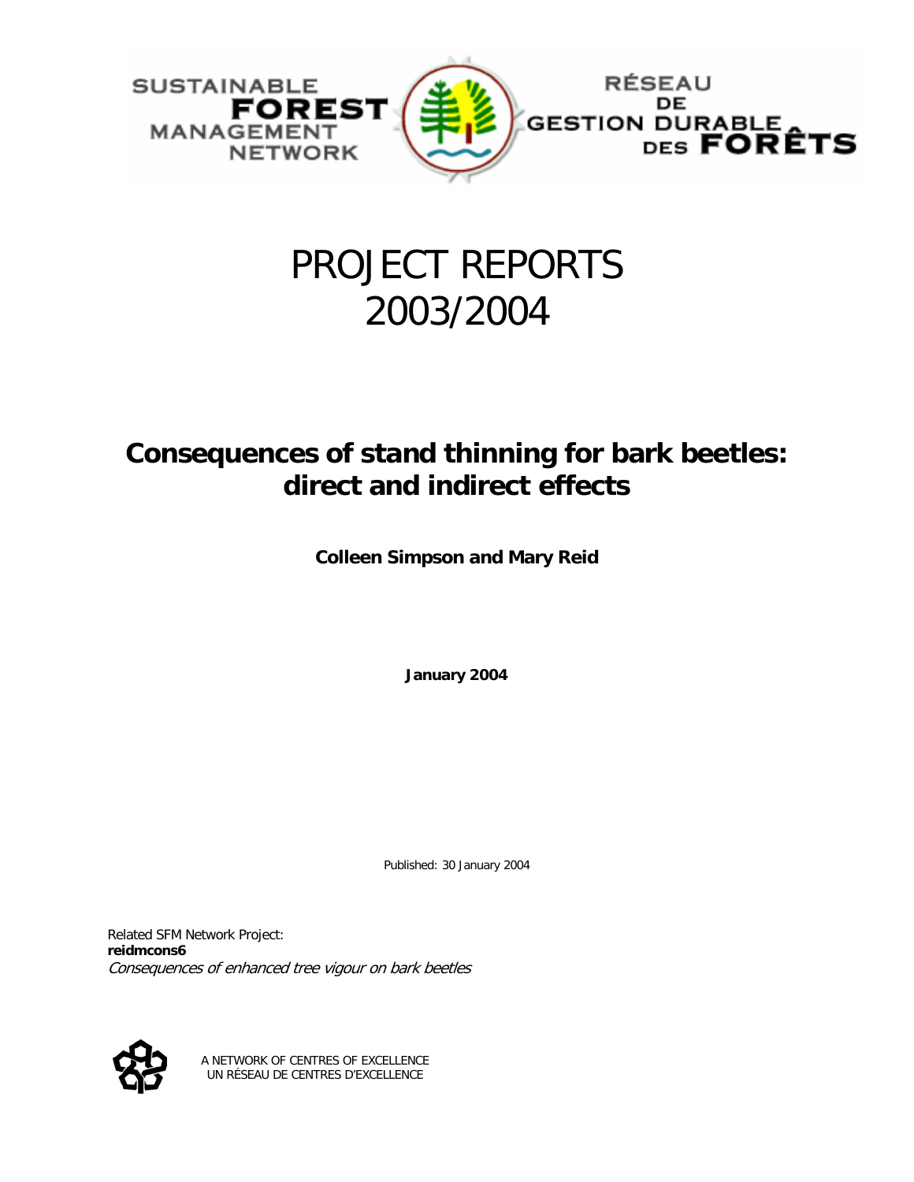SUSTAINABLE **FOREST** MANAGEMENT NETWORK

RÉSEAU DE GESTION DURABLE DES **FORÊTS**

# PROJECT REPORTS 2003/2004

## Consequences of stand thinning for bark beetles: direct and indirect effects

**Colleen Simpson and Mary Reid**

**January 2004**

Published: 30 January 2004

Related SFM Network Project:
**reidmcons6**
*Consequences of enhanced tree vigour on bark beetles*

A NETWORK OF CENTRES OF EXCELLENCE
UN RÉSEAU DE CENTRES D'EXCELLENCE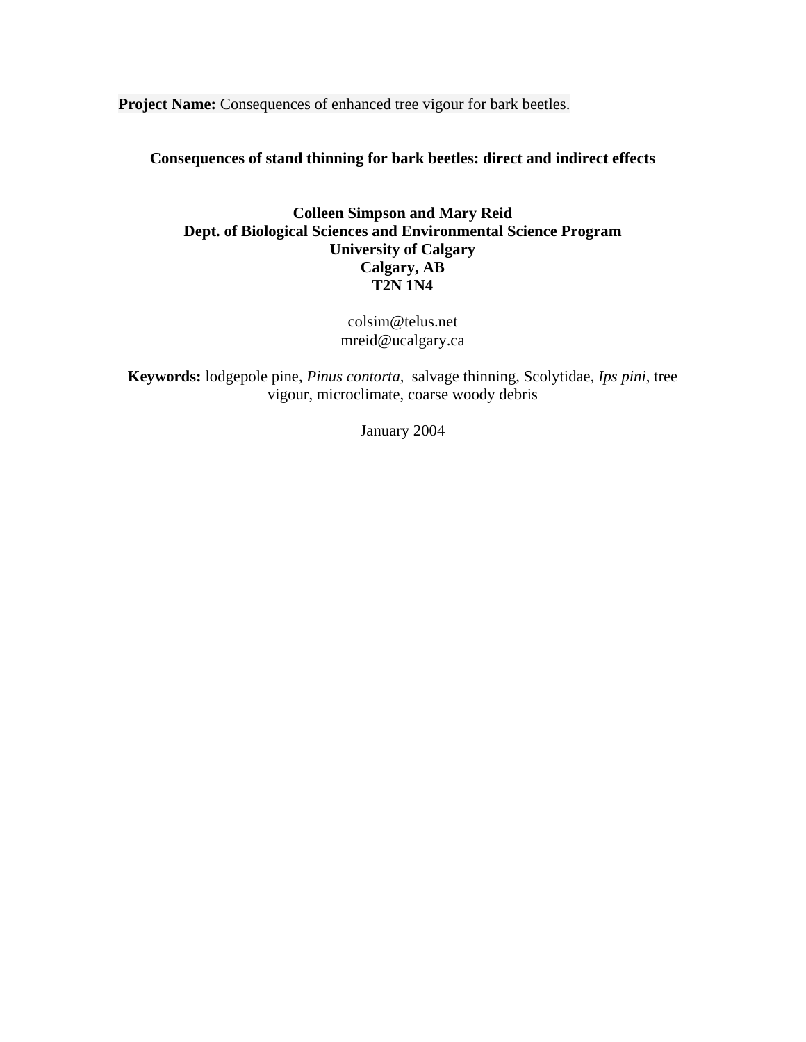**Project Name:** Consequences of enhanced tree vigour for bark beetles.

# Consequences of stand thinning for bark beetles: direct and indirect effects

**Colleen Simpson and Mary Reid**
**Dept. of Biological Sciences and Environmental Science Program**
**University of Calgary**
**Calgary, AB**
**T2N 1N4**

colsim@telus.net
mreid@ucalgary.ca

**Keywords:** lodgepole pine, *Pinus contorta*, salvage thinning, Scolytidae, *Ips pini*, tree vigour, microclimate, coarse woody debris

January 2004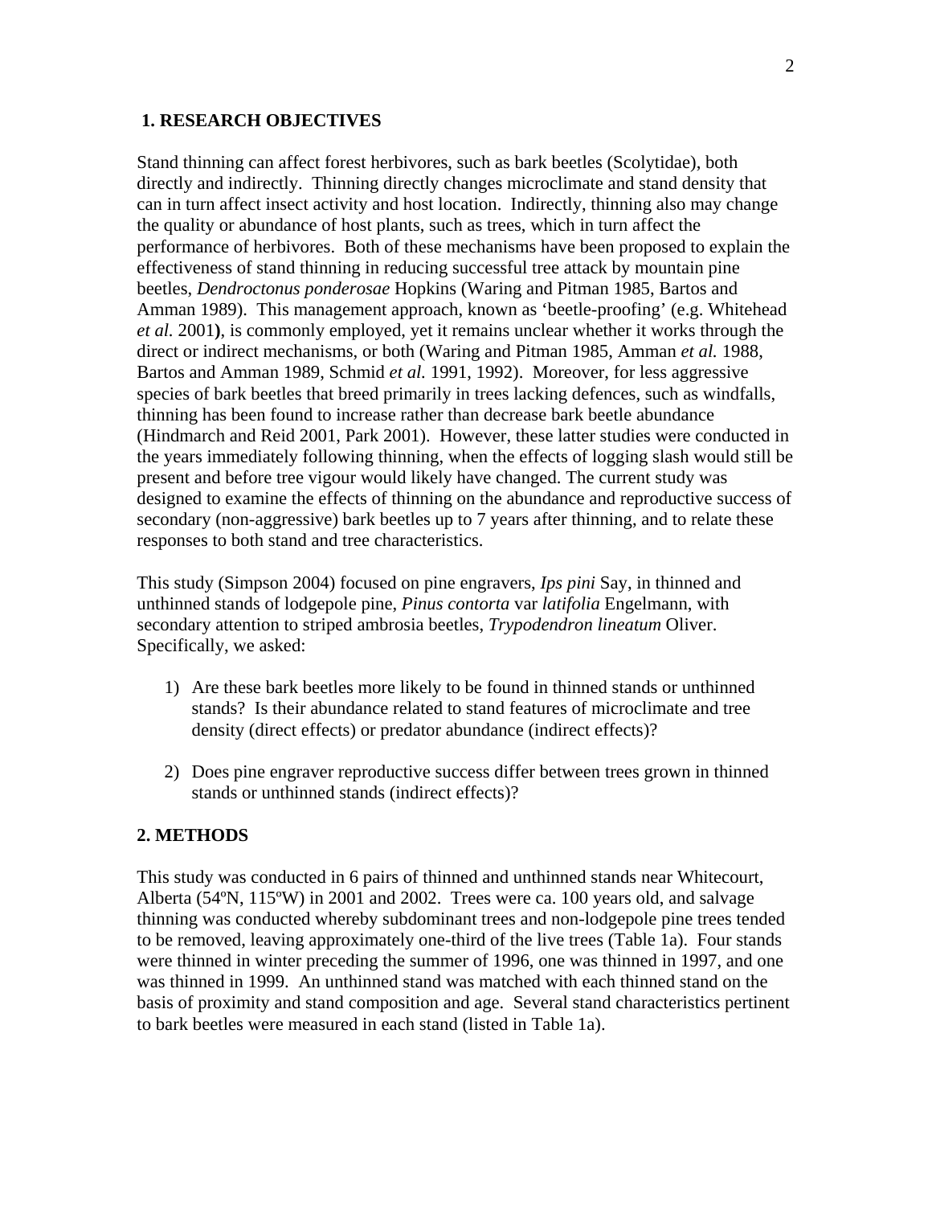## 1. RESEARCH OBJECTIVES

Stand thinning can affect forest herbivores, such as bark beetles (Scolytidae), both directly and indirectly. Thinning directly changes microclimate and stand density that can in turn affect insect activity and host location. Indirectly, thinning also may change the quality or abundance of host plants, such as trees, which in turn affect the performance of herbivores. Both of these mechanisms have been proposed to explain the effectiveness of stand thinning in reducing successful tree attack by mountain pine beetles, *Dendroctonus ponderosae* Hopkins (Waring and Pitman 1985, Bartos and Amman 1989). This management approach, known as 'beetle-proofing' (e.g. Whitehead *et al.* 2001**)**, is commonly employed, yet it remains unclear whether it works through the direct or indirect mechanisms, or both (Waring and Pitman 1985, Amman *et al.* 1988, Bartos and Amman 1989, Schmid *et al.* 1991, 1992). Moreover, for less aggressive species of bark beetles that breed primarily in trees lacking defences, such as windfalls, thinning has been found to increase rather than decrease bark beetle abundance (Hindmarch and Reid 2001, Park 2001). However, these latter studies were conducted in the years immediately following thinning, when the effects of logging slash would still be present and before tree vigour would likely have changed. The current study was designed to examine the effects of thinning on the abundance and reproductive success of secondary (non-aggressive) bark beetles up to 7 years after thinning, and to relate these responses to both stand and tree characteristics.

This study (Simpson 2004) focused on pine engravers, *Ips pini* Say, in thinned and unthinned stands of lodgepole pine, *Pinus contorta* var *latifolia* Engelmann, with secondary attention to striped ambrosia beetles, *Trypodendron lineatum* Oliver. Specifically, we asked:

1) Are these bark beetles more likely to be found in thinned stands or unthinned stands? Is their abundance related to stand features of microclimate and tree density (direct effects) or predator abundance (indirect effects)?

2) Does pine engraver reproductive success differ between trees grown in thinned stands or unthinned stands (indirect effects)?

## 2. METHODS

This study was conducted in 6 pairs of thinned and unthinned stands near Whitecourt, Alberta (54ºN, 115ºW) in 2001 and 2002. Trees were ca. 100 years old, and salvage thinning was conducted whereby subdominant trees and non-lodgepole pine trees tended to be removed, leaving approximately one-third of the live trees (Table 1a). Four stands were thinned in winter preceding the summer of 1996, one was thinned in 1997, and one was thinned in 1999. An unthinned stand was matched with each thinned stand on the basis of proximity and stand composition and age. Several stand characteristics pertinent to bark beetles were measured in each stand (listed in Table 1a).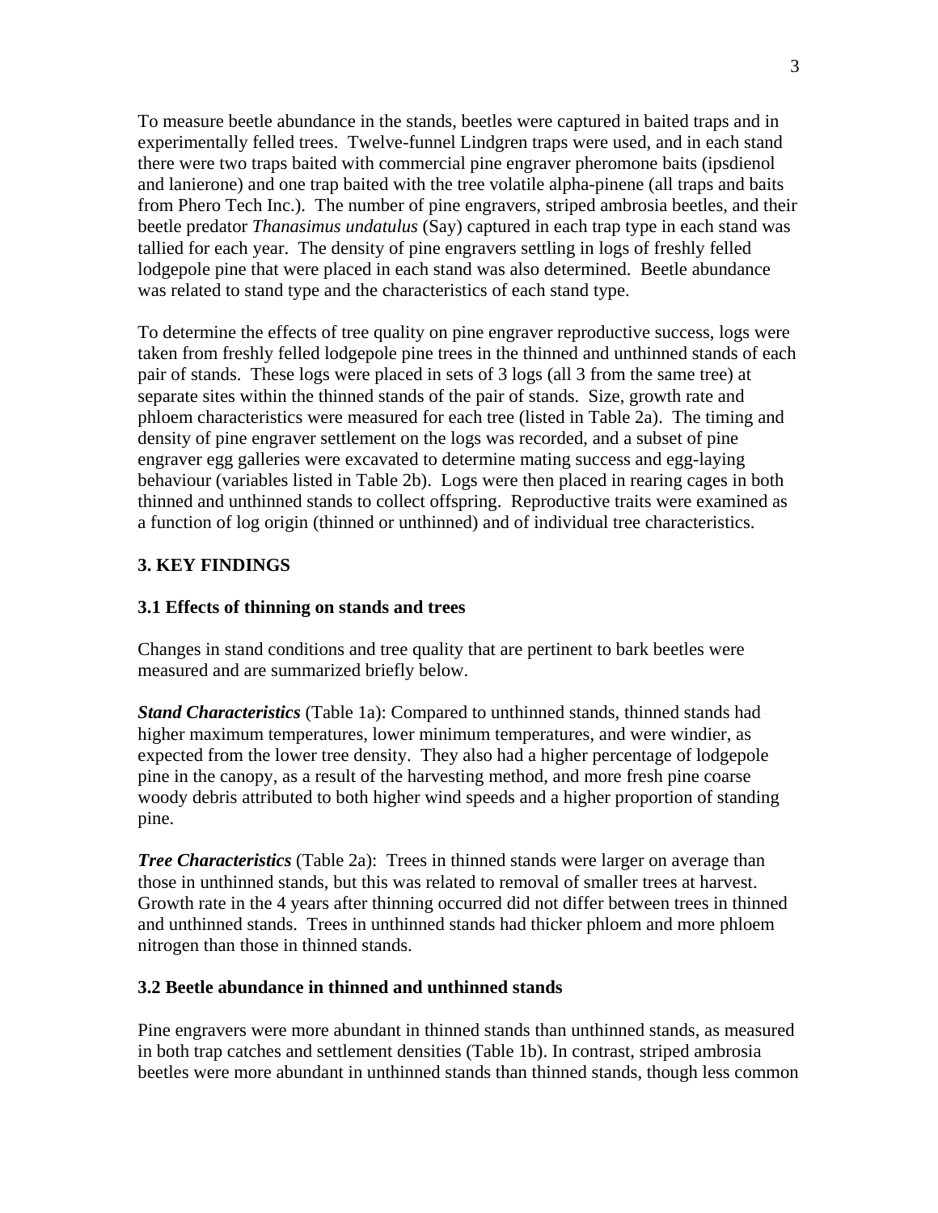To measure beetle abundance in the stands, beetles were captured in baited traps and in experimentally felled trees. Twelve-funnel Lindgren traps were used, and in each stand there were two traps baited with commercial pine engraver pheromone baits (ipsdienol and lanierone) and one trap baited with the tree volatile alpha-pinene (all traps and baits from Phero Tech Inc.). The number of pine engravers, striped ambrosia beetles, and their beetle predator *Thanasimus undatulus* (Say) captured in each trap type in each stand was tallied for each year. The density of pine engravers settling in logs of freshly felled lodgepole pine that were placed in each stand was also determined. Beetle abundance was related to stand type and the characteristics of each stand type.

To determine the effects of tree quality on pine engraver reproductive success, logs were taken from freshly felled lodgepole pine trees in the thinned and unthinned stands of each pair of stands. These logs were placed in sets of 3 logs (all 3 from the same tree) at separate sites within the thinned stands of the pair of stands. Size, growth rate and phloem characteristics were measured for each tree (listed in Table 2a). The timing and density of pine engraver settlement on the logs was recorded, and a subset of pine engraver egg galleries were excavated to determine mating success and egg-laying behaviour (variables listed in Table 2b). Logs were then placed in rearing cages in both thinned and unthinned stands to collect offspring. Reproductive traits were examined as a function of log origin (thinned or unthinned) and of individual tree characteristics.

## 3. KEY FINDINGS

### 3.1 Effects of thinning on stands and trees

Changes in stand conditions and tree quality that are pertinent to bark beetles were measured and are summarized briefly below.

***Stand Characteristics*** (Table 1a): Compared to unthinned stands, thinned stands had higher maximum temperatures, lower minimum temperatures, and were windier, as expected from the lower tree density. They also had a higher percentage of lodgepole pine in the canopy, as a result of the harvesting method, and more fresh pine coarse woody debris attributed to both higher wind speeds and a higher proportion of standing pine.

***Tree Characteristics*** (Table 2a): Trees in thinned stands were larger on average than those in unthinned stands, but this was related to removal of smaller trees at harvest. Growth rate in the 4 years after thinning occurred did not differ between trees in thinned and unthinned stands. Trees in unthinned stands had thicker phloem and more phloem nitrogen than those in thinned stands.

### 3.2 Beetle abundance in thinned and unthinned stands

Pine engravers were more abundant in thinned stands than unthinned stands, as measured in both trap catches and settlement densities (Table 1b). In contrast, striped ambrosia beetles were more abundant in unthinned stands than thinned stands, though less common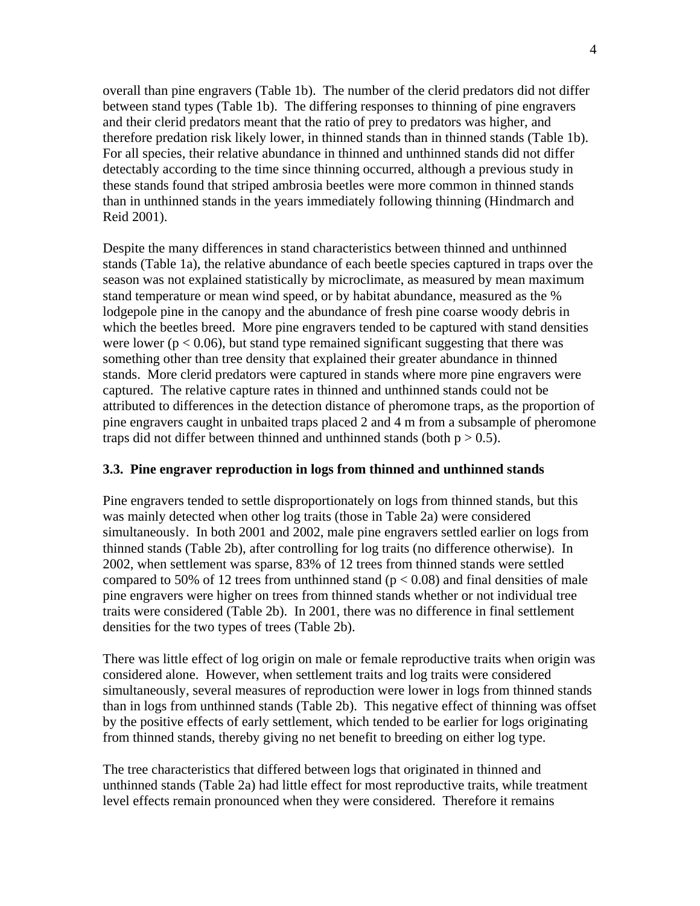overall than pine engravers (Table 1b). The number of the clerid predators did not differ between stand types (Table 1b). The differing responses to thinning of pine engravers and their clerid predators meant that the ratio of prey to predators was higher, and therefore predation risk likely lower, in thinned stands than in thinned stands (Table 1b). For all species, their relative abundance in thinned and unthinned stands did not differ detectably according to the time since thinning occurred, although a previous study in these stands found that striped ambrosia beetles were more common in thinned stands than in unthinned stands in the years immediately following thinning (Hindmarch and Reid 2001).

Despite the many differences in stand characteristics between thinned and unthinned stands (Table 1a), the relative abundance of each beetle species captured in traps over the season was not explained statistically by microclimate, as measured by mean maximum stand temperature or mean wind speed, or by habitat abundance, measured as the % lodgepole pine in the canopy and the abundance of fresh pine coarse woody debris in which the beetles breed. More pine engravers tended to be captured with stand densities were lower ($p < 0.06$), but stand type remained significant suggesting that there was something other than tree density that explained their greater abundance in thinned stands. More clerid predators were captured in stands where more pine engravers were captured. The relative capture rates in thinned and unthinned stands could not be attributed to differences in the detection distance of pheromone traps, as the proportion of pine engravers caught in unbaited traps placed 2 and 4 m from a subsample of pheromone traps did not differ between thinned and unthinned stands (both $p > 0.5$).

### 3.3. Pine engraver reproduction in logs from thinned and unthinned stands

Pine engravers tended to settle disproportionately on logs from thinned stands, but this was mainly detected when other log traits (those in Table 2a) were considered simultaneously. In both 2001 and 2002, male pine engravers settled earlier on logs from thinned stands (Table 2b), after controlling for log traits (no difference otherwise). In 2002, when settlement was sparse, 83% of 12 trees from thinned stands were settled compared to 50% of 12 trees from unthinned stand ($p < 0.08$) and final densities of male pine engravers were higher on trees from thinned stands whether or not individual tree traits were considered (Table 2b). In 2001, there was no difference in final settlement densities for the two types of trees (Table 2b).

There was little effect of log origin on male or female reproductive traits when origin was considered alone. However, when settlement traits and log traits were considered simultaneously, several measures of reproduction were lower in logs from thinned stands than in logs from unthinned stands (Table 2b). This negative effect of thinning was offset by the positive effects of early settlement, which tended to be earlier for logs originating from thinned stands, thereby giving no net benefit to breeding on either log type.

The tree characteristics that differed between logs that originated in thinned and unthinned stands (Table 2a) had little effect for most reproductive traits, while treatment level effects remain pronounced when they were considered. Therefore it remains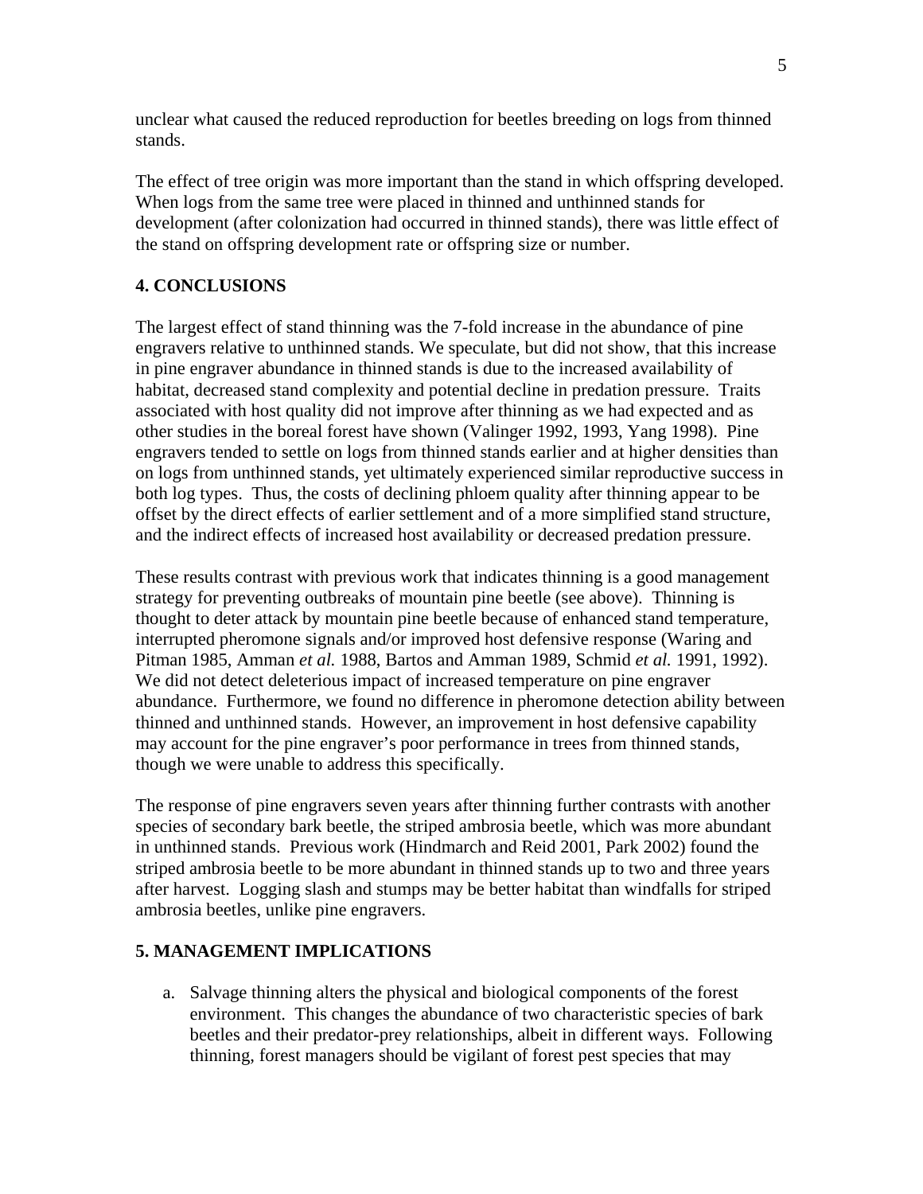unclear what caused the reduced reproduction for beetles breeding on logs from thinned stands.

The effect of tree origin was more important than the stand in which offspring developed. When logs from the same tree were placed in thinned and unthinned stands for development (after colonization had occurred in thinned stands), there was little effect of the stand on offspring development rate or offspring size or number.

## 4. CONCLUSIONS

The largest effect of stand thinning was the 7-fold increase in the abundance of pine engravers relative to unthinned stands. We speculate, but did not show, that this increase in pine engraver abundance in thinned stands is due to the increased availability of habitat, decreased stand complexity and potential decline in predation pressure. Traits associated with host quality did not improve after thinning as we had expected and as other studies in the boreal forest have shown (Valinger 1992, 1993, Yang 1998). Pine engravers tended to settle on logs from thinned stands earlier and at higher densities than on logs from unthinned stands, yet ultimately experienced similar reproductive success in both log types. Thus, the costs of declining phloem quality after thinning appear to be offset by the direct effects of earlier settlement and of a more simplified stand structure, and the indirect effects of increased host availability or decreased predation pressure.

These results contrast with previous work that indicates thinning is a good management strategy for preventing outbreaks of mountain pine beetle (see above). Thinning is thought to deter attack by mountain pine beetle because of enhanced stand temperature, interrupted pheromone signals and/or improved host defensive response (Waring and Pitman 1985, Amman *et al.* 1988, Bartos and Amman 1989, Schmid *et al.* 1991, 1992). We did not detect deleterious impact of increased temperature on pine engraver abundance. Furthermore, we found no difference in pheromone detection ability between thinned and unthinned stands. However, an improvement in host defensive capability may account for the pine engraver's poor performance in trees from thinned stands, though we were unable to address this specifically.

The response of pine engravers seven years after thinning further contrasts with another species of secondary bark beetle, the striped ambrosia beetle, which was more abundant in unthinned stands. Previous work (Hindmarch and Reid 2001, Park 2002) found the striped ambrosia beetle to be more abundant in thinned stands up to two and three years after harvest. Logging slash and stumps may be better habitat than windfalls for striped ambrosia beetles, unlike pine engravers.

## 5. MANAGEMENT IMPLICATIONS

a. Salvage thinning alters the physical and biological components of the forest environment. This changes the abundance of two characteristic species of bark beetles and their predator-prey relationships, albeit in different ways. Following thinning, forest managers should be vigilant of forest pest species that may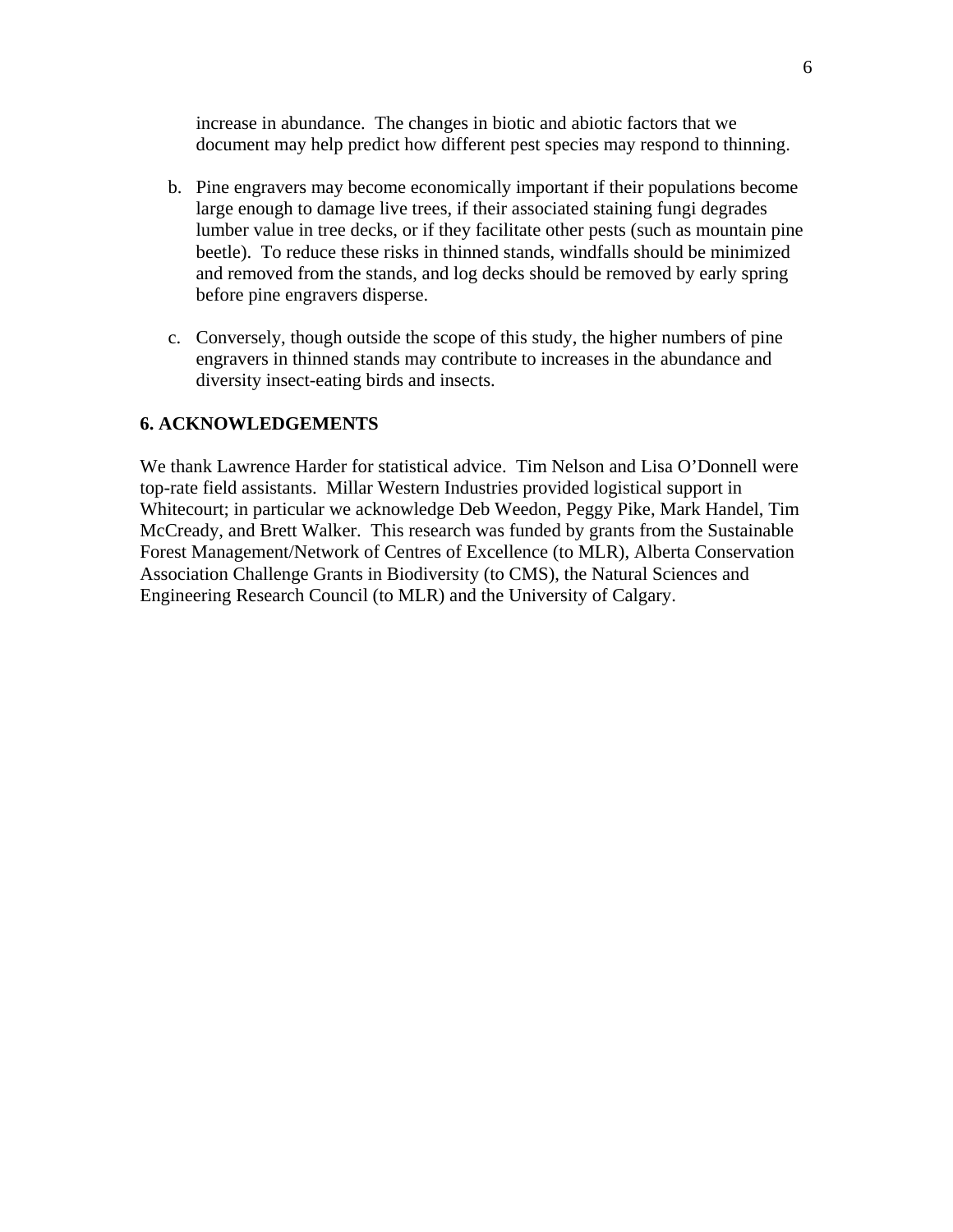increase in abundance. The changes in biotic and abiotic factors that we document may help predict how different pest species may respond to thinning.

b. Pine engravers may become economically important if their populations become large enough to damage live trees, if their associated staining fungi degrades lumber value in tree decks, or if they facilitate other pests (such as mountain pine beetle). To reduce these risks in thinned stands, windfalls should be minimized and removed from the stands, and log decks should be removed by early spring before pine engravers disperse.

c. Conversely, though outside the scope of this study, the higher numbers of pine engravers in thinned stands may contribute to increases in the abundance and diversity insect-eating birds and insects.

## 6. ACKNOWLEDGEMENTS

We thank Lawrence Harder for statistical advice. Tim Nelson and Lisa O'Donnell were top-rate field assistants. Millar Western Industries provided logistical support in Whitecourt; in particular we acknowledge Deb Weedon, Peggy Pike, Mark Handel, Tim McCready, and Brett Walker. This research was funded by grants from the Sustainable Forest Management/Network of Centres of Excellence (to MLR), Alberta Conservation Association Challenge Grants in Biodiversity (to CMS), the Natural Sciences and Engineering Research Council (to MLR) and the University of Calgary.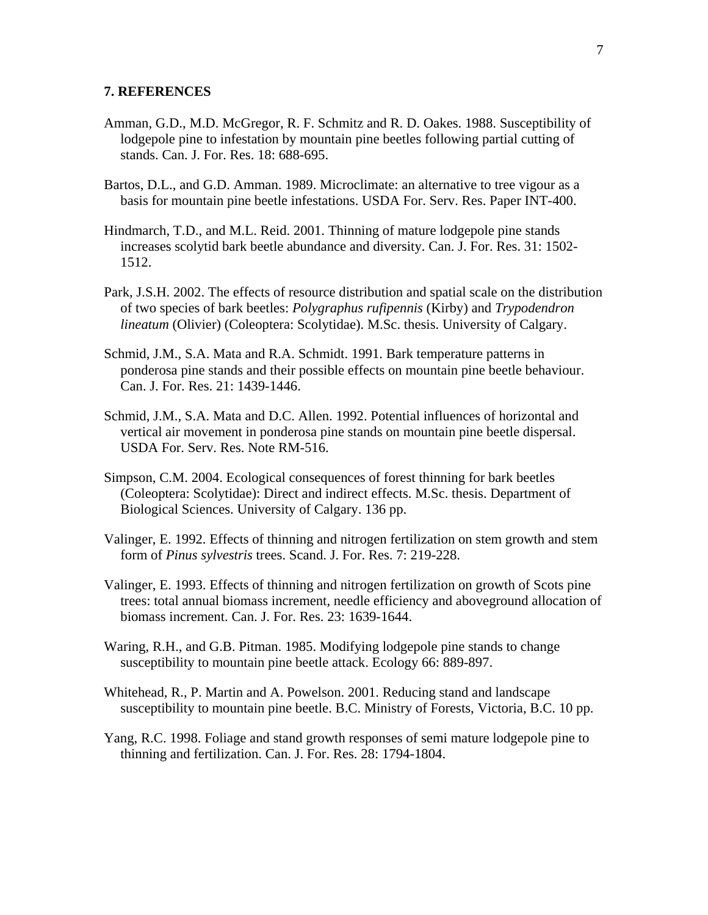## 7. REFERENCES

Amman, G.D., M.D. McGregor, R. F. Schmitz and R. D. Oakes. 1988. Susceptibility of lodgepole pine to infestation by mountain pine beetles following partial cutting of stands. Can. J. For. Res. 18: 688-695.

Bartos, D.L., and G.D. Amman. 1989. Microclimate: an alternative to tree vigour as a basis for mountain pine beetle infestations. USDA For. Serv. Res. Paper INT-400.

Hindmarch, T.D., and M.L. Reid. 2001. Thinning of mature lodgepole pine stands increases scolytid bark beetle abundance and diversity. Can. J. For. Res. 31: 1502-1512.

Park, J.S.H. 2002. The effects of resource distribution and spatial scale on the distribution of two species of bark beetles: *Polygraphus rufipennis* (Kirby) and *Trypodendron lineatum* (Olivier) (Coleoptera: Scolytidae). M.Sc. thesis. University of Calgary.

Schmid, J.M., S.A. Mata and R.A. Schmidt. 1991. Bark temperature patterns in ponderosa pine stands and their possible effects on mountain pine beetle behaviour. Can. J. For. Res. 21: 1439-1446.

Schmid, J.M., S.A. Mata and D.C. Allen. 1992. Potential influences of horizontal and vertical air movement in ponderosa pine stands on mountain pine beetle dispersal. USDA For. Serv. Res. Note RM-516.

Simpson, C.M. 2004. Ecological consequences of forest thinning for bark beetles (Coleoptera: Scolytidae): Direct and indirect effects. M.Sc. thesis. Department of Biological Sciences. University of Calgary. 136 pp.

Valinger, E. 1992. Effects of thinning and nitrogen fertilization on stem growth and stem form of *Pinus sylvestris* trees. Scand. J. For. Res. 7: 219-228.

Valinger, E. 1993. Effects of thinning and nitrogen fertilization on growth of Scots pine trees: total annual biomass increment, needle efficiency and aboveground allocation of biomass increment. Can. J. For. Res. 23: 1639-1644.

Waring, R.H., and G.B. Pitman. 1985. Modifying lodgepole pine stands to change susceptibility to mountain pine beetle attack. Ecology 66: 889-897.

Whitehead, R., P. Martin and A. Powelson. 2001. Reducing stand and landscape susceptibility to mountain pine beetle. B.C. Ministry of Forests, Victoria, B.C. 10 pp.

Yang, R.C. 1998. Foliage and stand growth responses of semi mature lodgepole pine to thinning and fertilization. Can. J. For. Res. 28: 1794-1804.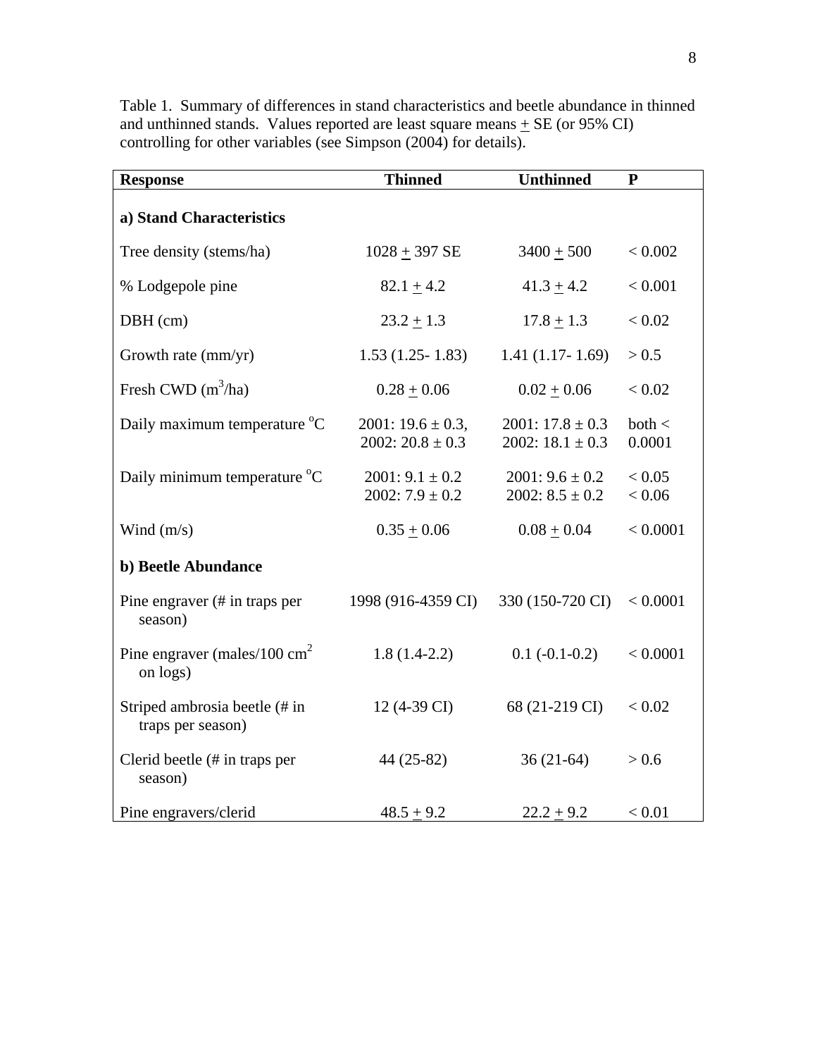Table 1. Summary of differences in stand characteristics and beetle abundance in thinned and unthinned stands. Values reported are least square means ± SE (or 95% CI) controlling for other variables (see Simpson (2004) for details).

| **Response** | **Thinned** | **Unthinned** | **P** |
|---|---|---|---|
| **a) Stand Characteristics** | | | |
| Tree density (stems/ha) | 1028 ± 397 SE | 3400 ± 500 | < 0.002 |
| % Lodgepole pine | 82.1 ± 4.2 | 41.3 ± 4.2 | < 0.001 |
| DBH (cm) | 23.2 ± 1.3 | 17.8 ± 1.3 | < 0.02 |
| Growth rate (mm/yr) | 1.53 (1.25- 1.83) | 1.41 (1.17- 1.69) | > 0.5 |
| Fresh CWD ($m^3$/ha) | 0.28 ± 0.06 | 0.02 ± 0.06 | < 0.02 |
| Daily maximum temperature $^o$C | 2001: 19.6 ± 0.3, 2002: 20.8 ± 0.3 | 2001: 17.8 ± 0.3 2002: 18.1 ± 0.3 | both < 0.0001 |
| Daily minimum temperature $^o$C | 2001: 9.1 ± 0.2 2002: 7.9 ± 0.2 | 2001: 9.6 ± 0.2 2002: 8.5 ± 0.2 | < 0.05 < 0.06 |
| Wind (m/s) | 0.35 ± 0.06 | 0.08 ± 0.04 | < 0.0001 |
| **b) Beetle Abundance** | | | |
| Pine engraver (# in traps per season) | 1998 (916-4359 CI) | 330 (150-720 CI) | < 0.0001 |
| Pine engraver (males/100 $cm^2$ on logs) | 1.8 (1.4-2.2) | 0.1 (-0.1-0.2) | < 0.0001 |
| Striped ambrosia beetle (# in traps per season) | 12 (4-39 CI) | 68 (21-219 CI) | < 0.02 |
| Clerid beetle (# in traps per season) | 44 (25-82) | 36 (21-64) | > 0.6 |
| Pine engravers/clerid | 48.5 ± 9.2 | 22.2 ± 9.2 | < 0.01 |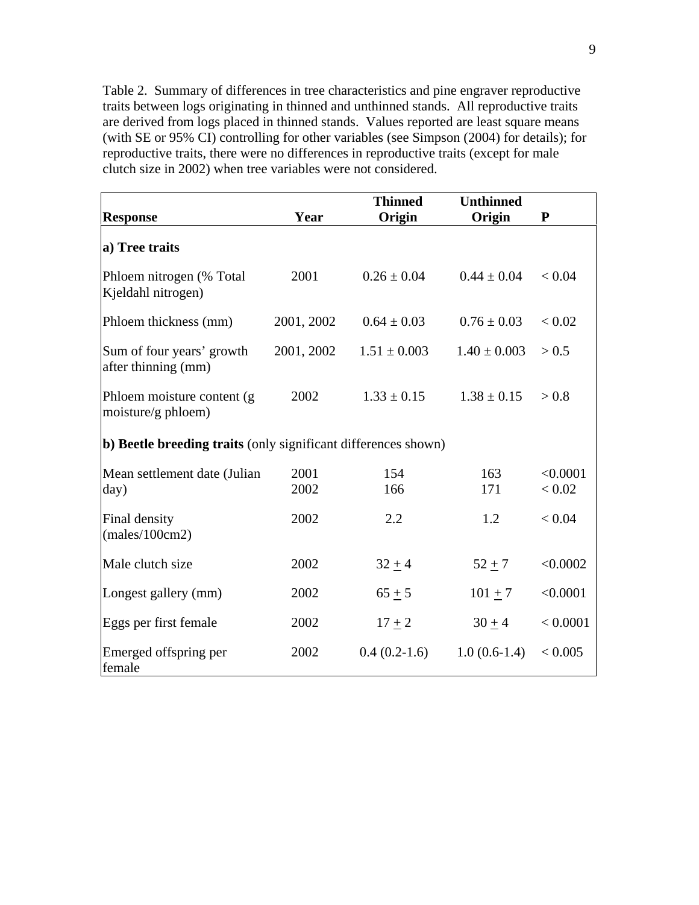Table 2. Summary of differences in tree characteristics and pine engraver reproductive traits between logs originating in thinned and unthinned stands. All reproductive traits are derived from logs placed in thinned stands. Values reported are least square means (with SE or 95% CI) controlling for other variables (see Simpson (2004) for details); for reproductive traits, there were no differences in reproductive traits (except for male clutch size in 2002) when tree variables were not considered.

| **Response** | **Year** | **Thinned Origin** | **Unthinned Origin** | **P** |
|---|---|---|---|---|
| **a) Tree traits** | | | | |
| Phloem nitrogen (% Total Kjeldahl nitrogen) | 2001 | 0.26 ± 0.04 | 0.44 ± 0.04 | < 0.04 |
| Phloem thickness (mm) | 2001, 2002 | 0.64 ± 0.03 | 0.76 ± 0.03 | < 0.02 |
| Sum of four years' growth after thinning (mm) | 2001, 2002 | 1.51 ± 0.003 | 1.40 ± 0.003 | > 0.5 |
| Phloem moisture content (g moisture/g phloem) | 2002 | 1.33 ± 0.15 | 1.38 ± 0.15 | > 0.8 |
| **b) Beetle breeding traits** (only significant differences shown) | | | | |
| Mean settlement date (Julian day) | 2001<br>2002 | 154<br>166 | 163<br>171 | <0.0001<br>< 0.02 |
| Final density (males/100cm2) | 2002 | 2.2 | 1.2 | < 0.04 |
| Male clutch size | 2002 | 32 ± 4 | 52 ± 7 | <0.0002 |
| Longest gallery (mm) | 2002 | 65 ± 5 | 101 ± 7 | <0.0001 |
| Eggs per first female | 2002 | 17 ± 2 | 30 ± 4 | < 0.0001 |
| Emerged offspring per female | 2002 | 0.4 (0.2-1.6) | 1.0 (0.6-1.4) | < 0.005 |